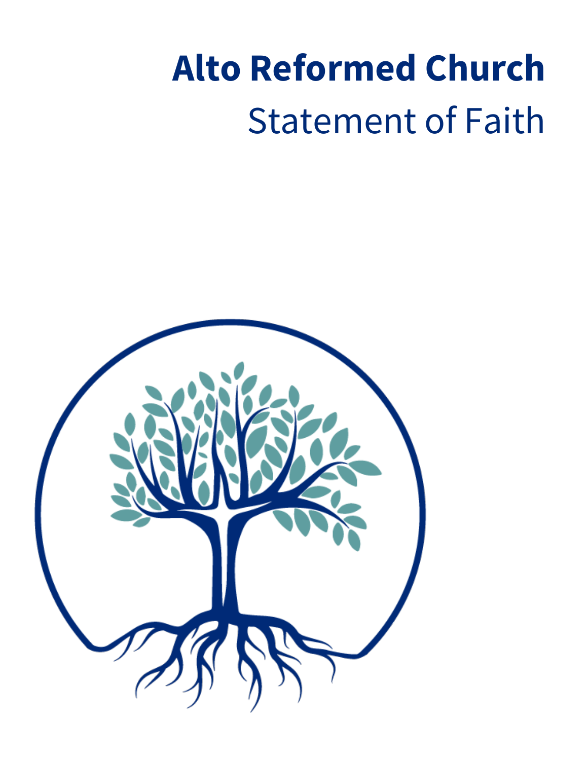# Alto Reformed Church

## Statement of Faith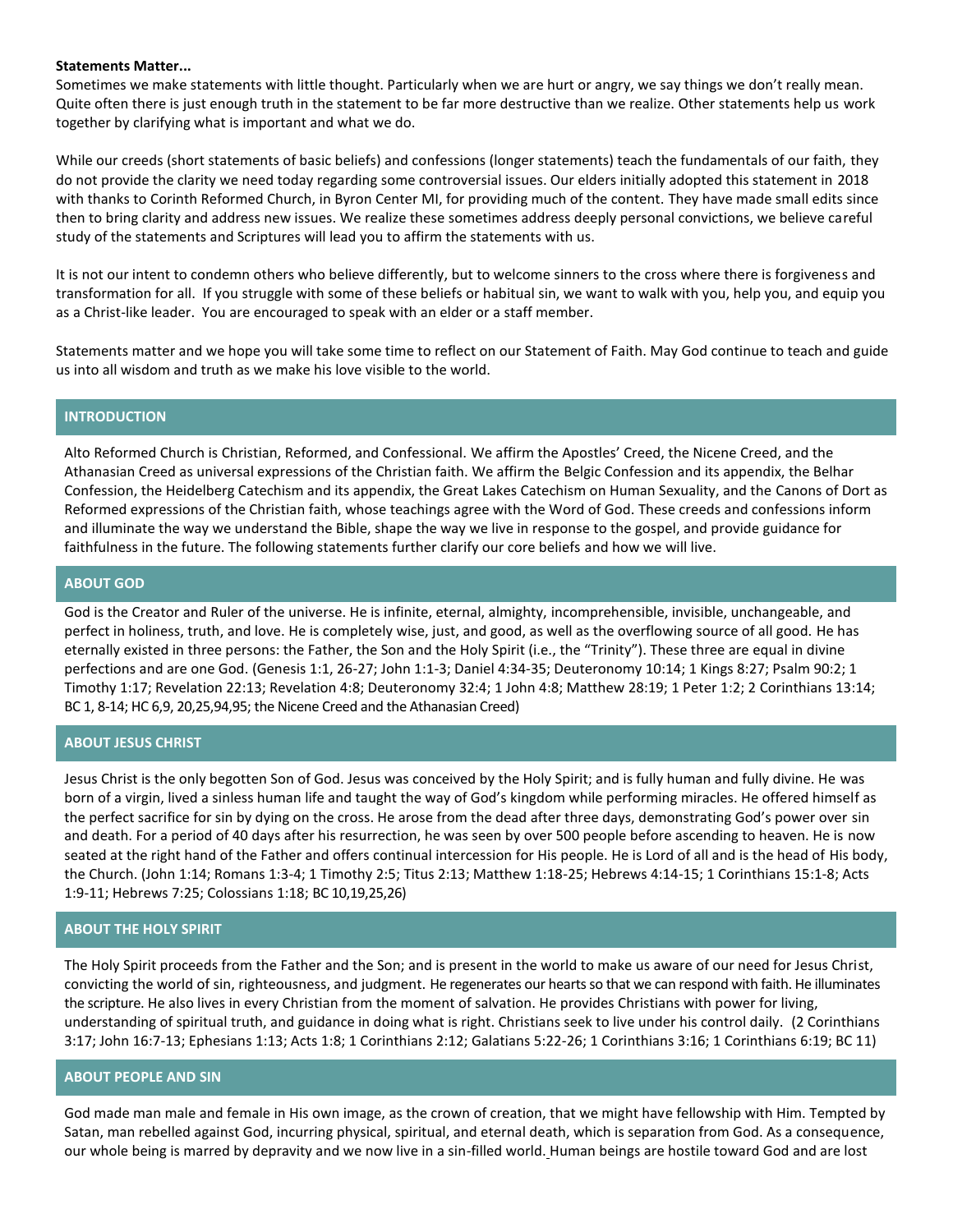**Statements Matter...**

Sometimes we make statements with little thought. Particularly when we are hurt or angry, we say things we don't really mean. Quite often there is just enough truth in the statement to be far more destructive than we realize. Other statements help us work together by clarifying what is important and what we do.

While our creeds (short statements of basic beliefs) and confessions (longer statements) teach the fundamentals of our faith, they do not provide the clarity we need today regarding some controversial issues. Our elders initially adopted this statement in 2018 with thanks to Corinth Reformed Church, in Byron Center MI, for providing much of the content. They have made small edits since then to bring clarity and address new issues. We realize these sometimes address deeply personal convictions, we believe careful study of the statements and Scriptures will lead you to affirm the statements with us.

It is not our intent to condemn others who believe differently, but to welcome sinners to the cross where there is forgiveness and transformation for all. If you struggle with some of these beliefs or habitual sin, we want to walk with you, help you, and equip you as a Christ-like leader. You are encouraged to speak with an elder or a staff member.

Statements matter and we hope you will take some time to reflect on our Statement of Faith. May God continue to teach and guide us into all wisdom and truth as we make his love visible to the world.

## INTRODUCTION

Alto Reformed Church is Christian, Reformed, and Confessional. We affirm the Apostles' Creed, the Nicene Creed, and the Athanasian Creed as universal expressions of the Christian faith. We affirm the Belgic Confession and its appendix, the Belhar Confession, the Heidelberg Catechism and its appendix, the Great Lakes Catechism on Human Sexuality, and the Canons of Dort as Reformed expressions of the Christian faith, whose teachings agree with the Word of God. These creeds and confessions inform and illuminate the way we understand the Bible, shape the way we live in response to the gospel, and provide guidance for faithfulness in the future. The following statements further clarify our core beliefs and how we will live.

## ABOUT GOD

God is the Creator and Ruler of the universe. He is infinite, eternal, almighty, incomprehensible, invisible, unchangeable, and perfect in holiness, truth, and love. He is completely wise, just, and good, as well as the overflowing source of all good. He has eternally existed in three persons: the Father, the Son and the Holy Spirit (i.e., the "Trinity"). These three are equal in divine perfections and are one God. (Genesis 1:1, 26-27; John 1:1-3; Daniel 4:34-35; Deuteronomy 10:14; 1 Kings 8:27; Psalm 90:2; 1 Timothy 1:17; Revelation 22:13; Revelation 4:8; Deuteronomy 32:4; 1 John 4:8; Matthew 28:19; 1 Peter 1:2; 2 Corinthians 13:14; BC 1, 8-14; HC 6,9, 20,25,94,95; the Nicene Creed and the Athanasian Creed)

## ABOUT JESUS CHRIST

Jesus Christ is the only begotten Son of God. Jesus was conceived by the Holy Spirit; and is fully human and fully divine. He was born of a virgin, lived a sinless human life and taught the way of God's kingdom while performing miracles. He offered himself as the perfect sacrifice for sin by dying on the cross. He arose from the dead after three days, demonstrating God's power over sin and death. For a period of 40 days after his resurrection, he was seen by over 500 people before ascending to heaven. He is now seated at the right hand of the Father and offers continual intercession for His people. He is Lord of all and is the head of His body, the Church. (John 1:14; Romans 1:3-4; 1 Timothy 2:5; Titus 2:13; Matthew 1:18-25; Hebrews 4:14-15; 1 Corinthians 15:1-8; Acts 1:9-11; Hebrews 7:25; Colossians 1:18; BC 10,19,25,26)

## ABOUT THE HOLY SPIRIT

The Holy Spirit proceeds from the Father and the Son; and is present in the world to make us aware of our need for Jesus Christ, convicting the world of sin, righteousness, and judgment. He regenerates our hearts so that we can respond with faith. He illuminates the scripture. He also lives in every Christian from the moment of salvation. He provides Christians with power for living, understanding of spiritual truth, and guidance in doing what is right. Christians seek to live under his control daily. (2 Corinthians 3:17; John 16:7-13; Ephesians 1:13; Acts 1:8; 1 Corinthians 2:12; Galatians 5:22-26; 1 Corinthians 3:16; 1 Corinthians 6:19; BC 11)

## ABOUT PEOPLE AND SIN

God made man male and female in His own image, as the crown of creation, that we might have fellowship with Him. Tempted by Satan, man rebelled against God, incurring physical, spiritual, and eternal death, which is separation from God. As a consequence, our whole being is marred by depravity and we now live in a sin-filled world. Human beings are hostile toward God and are lost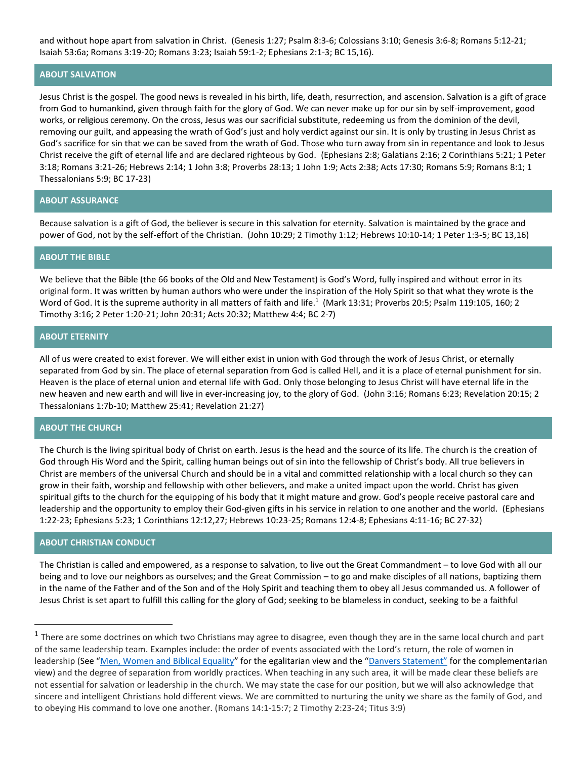and without hope apart from salvation in Christ. (Genesis 1:27; Psalm 8:3-6; Colossians 3:10; Genesis 3:6-8; Romans 5:12-21; Isaiah 53:6a; Romans 3:19-20; Romans 3:23; Isaiah 59:1-2; Ephesians 2:1-3; BC 15,16).

## ABOUT SALVATION

Jesus Christ is the gospel. The good news is revealed in his birth, life, death, resurrection, and ascension. Salvation is a gift of grace from God to humankind, given through faith for the glory of God. We can never make up for our sin by self-improvement, good works, or religious ceremony. On the cross, Jesus was our sacrificial substitute, redeeming us from the dominion of the devil, removing our guilt, and appeasing the wrath of God's just and holy verdict against our sin. It is only by trusting in Jesus Christ as God's sacrifice for sin that we can be saved from the wrath of God. Those who turn away from sin in repentance and look to Jesus Christ receive the gift of eternal life and are declared righteous by God. (Ephesians 2:8; Galatians 2:16; 2 Corinthians 5:21; 1 Peter 3:18; Romans 3:21-26; Hebrews 2:14; 1 John 3:8; Proverbs 28:13; 1 John 1:9; Acts 2:38; Acts 17:30; Romans 5:9; Romans 8:1; 1 Thessalonians 5:9; BC 17-23)

## ABOUT ASSURANCE

Because salvation is a gift of God, the believer is secure in this salvation for eternity. Salvation is maintained by the grace and power of God, not by the self-effort of the Christian. (John 10:29; 2 Timothy 1:12; Hebrews 10:10-14; 1 Peter 1:3-5; BC 13,16)

## ABOUT THE BIBLE

We believe that the Bible (the 66 books of the Old and New Testament) is God's Word, fully inspired and without error in its original form. It was written by human authors who were under the inspiration of the Holy Spirit so that what they wrote is the Word of God. It is the supreme authority in all matters of faith and life.[1] (Mark 13:31; Proverbs 20:5; Psalm 119:105, 160; 2 Timothy 3:16; 2 Peter 1:20-21; John 20:31; Acts 20:32; Matthew 4:4; BC 2-7)

## ABOUT ETERNITY

All of us were created to exist forever. We will either exist in union with God through the work of Jesus Christ, or eternally separated from God by sin. The place of eternal separation from God is called Hell, and it is a place of eternal punishment for sin. Heaven is the place of eternal union and eternal life with God. Only those belonging to Jesus Christ will have eternal life in the new heaven and new earth and will live in ever-increasing joy, to the glory of God. (John 3:16; Romans 6:23; Revelation 20:15; 2 Thessalonians 1:7b-10; Matthew 25:41; Revelation 21:27)

## ABOUT THE CHURCH

The Church is the living spiritual body of Christ on earth. Jesus is the head and the source of its life. The church is the creation of God through His Word and the Spirit, calling human beings out of sin into the fellowship of Christ's body. All true believers in Christ are members of the universal Church and should be in a vital and committed relationship with a local church so they can grow in their faith, worship and fellowship with other believers, and make a united impact upon the world. Christ has given spiritual gifts to the church for the equipping of his body that it might mature and grow. God's people receive pastoral care and leadership and the opportunity to employ their God-given gifts in his service in relation to one another and the world. (Ephesians 1:22-23; Ephesians 5:23; 1 Corinthians 12:12,27; Hebrews 10:23-25; Romans 12:4-8; Ephesians 4:11-16; BC 27-32)

## ABOUT CHRISTIAN CONDUCT

The Christian is called and empowered, as a response to salvation, to live out the Great Commandment – to love God with all our being and to love our neighbors as ourselves; and the Great Commission – to go and make disciples of all nations, baptizing them in the name of the Father and of the Son and of the Holy Spirit and teaching them to obey all Jesus commanded us. A follower of Jesus Christ is set apart to fulfill this calling for the glory of God; seeking to be blameless in conduct, seeking to be a faithful

---

[1] There are some doctrines on which two Christians may agree to disagree, even though they are in the same local church and part of the same leadership team. Examples include: the order of events associated with the Lord's return, the role of women in leadership (See "Men, Women and Biblical Equality" for the egalitarian view and the "Danvers Statement" for the complementarian view) and the degree of separation from worldly practices. When teaching in any such area, it will be made clear these beliefs are not essential for salvation or leadership in the church. We may state the case for our position, but we will also acknowledge that sincere and intelligent Christians hold different views. We are committed to nurturing the unity we share as the family of God, and to obeying His command to love one another. (Romans 14:1-15:7; 2 Timothy 2:23-24; Titus 3:9)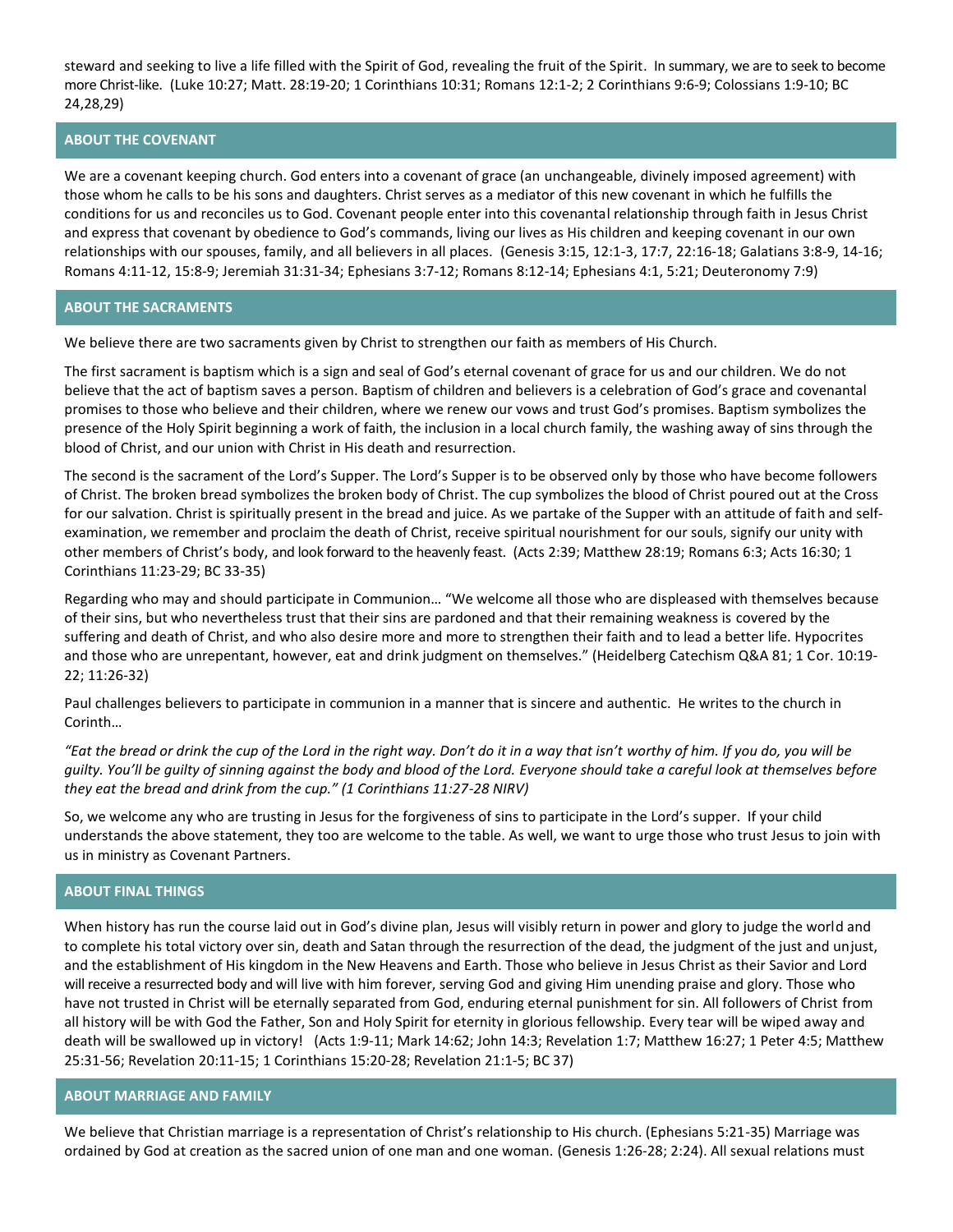steward and seeking to live a life filled with the Spirit of God, revealing the fruit of the Spirit. In summary, we are to seek to become more Christ-like. (Luke 10:27; Matt. 28:19-20; 1 Corinthians 10:31; Romans 12:1-2; 2 Corinthians 9:6-9; Colossians 1:9-10; BC 24,28,29)

## ABOUT THE COVENANT

We are a covenant keeping church. God enters into a covenant of grace (an unchangeable, divinely imposed agreement) with those whom he calls to be his sons and daughters. Christ serves as a mediator of this new covenant in which he fulfills the conditions for us and reconciles us to God. Covenant people enter into this covenantal relationship through faith in Jesus Christ and express that covenant by obedience to God's commands, living our lives as His children and keeping covenant in our own relationships with our spouses, family, and all believers in all places. (Genesis 3:15, 12:1-3, 17:7, 22:16-18; Galatians 3:8-9, 14-16; Romans 4:11-12, 15:8-9; Jeremiah 31:31-34; Ephesians 3:7-12; Romans 8:12-14; Ephesians 4:1, 5:21; Deuteronomy 7:9)

## ABOUT THE SACRAMENTS

We believe there are two sacraments given by Christ to strengthen our faith as members of His Church.

The first sacrament is baptism which is a sign and seal of God's eternal covenant of grace for us and our children. We do not believe that the act of baptism saves a person. Baptism of children and believers is a celebration of God's grace and covenantal promises to those who believe and their children, where we renew our vows and trust God's promises. Baptism symbolizes the presence of the Holy Spirit beginning a work of faith, the inclusion in a local church family, the washing away of sins through the blood of Christ, and our union with Christ in His death and resurrection.

The second is the sacrament of the Lord's Supper. The Lord's Supper is to be observed only by those who have become followers of Christ. The broken bread symbolizes the broken body of Christ. The cup symbolizes the blood of Christ poured out at the Cross for our salvation. Christ is spiritually present in the bread and juice. As we partake of the Supper with an attitude of faith and self-examination, we remember and proclaim the death of Christ, receive spiritual nourishment for our souls, signify our unity with other members of Christ's body, and look forward to the heavenly feast. (Acts 2:39; Matthew 28:19; Romans 6:3; Acts 16:30; 1 Corinthians 11:23-29; BC 33-35)

Regarding who may and should participate in Communion… "We welcome all those who are displeased with themselves because of their sins, but who nevertheless trust that their sins are pardoned and that their remaining weakness is covered by the suffering and death of Christ, and who also desire more and more to strengthen their faith and to lead a better life. Hypocrites and those who are unrepentant, however, eat and drink judgment on themselves." (Heidelberg Catechism Q&A 81; 1 Cor. 10:19-22; 11:26-32)

Paul challenges believers to participate in communion in a manner that is sincere and authentic. He writes to the church in Corinth…

*"Eat the bread or drink the cup of the Lord in the right way. Don't do it in a way that isn't worthy of him. If you do, you will be guilty. You'll be guilty of sinning against the body and blood of the Lord. Everyone should take a careful look at themselves before they eat the bread and drink from the cup." (1 Corinthians 11:27-28 NIRV)*

So, we welcome any who are trusting in Jesus for the forgiveness of sins to participate in the Lord's supper. If your child understands the above statement, they too are welcome to the table. As well, we want to urge those who trust Jesus to join with us in ministry as Covenant Partners.

## ABOUT FINAL THINGS

When history has run the course laid out in God's divine plan, Jesus will visibly return in power and glory to judge the world and to complete his total victory over sin, death and Satan through the resurrection of the dead, the judgment of the just and unjust, and the establishment of His kingdom in the New Heavens and Earth. Those who believe in Jesus Christ as their Savior and Lord will receive a resurrected body and will live with him forever, serving God and giving Him unending praise and glory. Those who have not trusted in Christ will be eternally separated from God, enduring eternal punishment for sin. All followers of Christ from all history will be with God the Father, Son and Holy Spirit for eternity in glorious fellowship. Every tear will be wiped away and death will be swallowed up in victory! (Acts 1:9-11; Mark 14:62; John 14:3; Revelation 1:7; Matthew 16:27; 1 Peter 4:5; Matthew 25:31-56; Revelation 20:11-15; 1 Corinthians 15:20-28; Revelation 21:1-5; BC 37)

## ABOUT MARRIAGE AND FAMILY

We believe that Christian marriage is a representation of Christ's relationship to His church. (Ephesians 5:21-35) Marriage was ordained by God at creation as the sacred union of one man and one woman. (Genesis 1:26-28; 2:24). All sexual relations must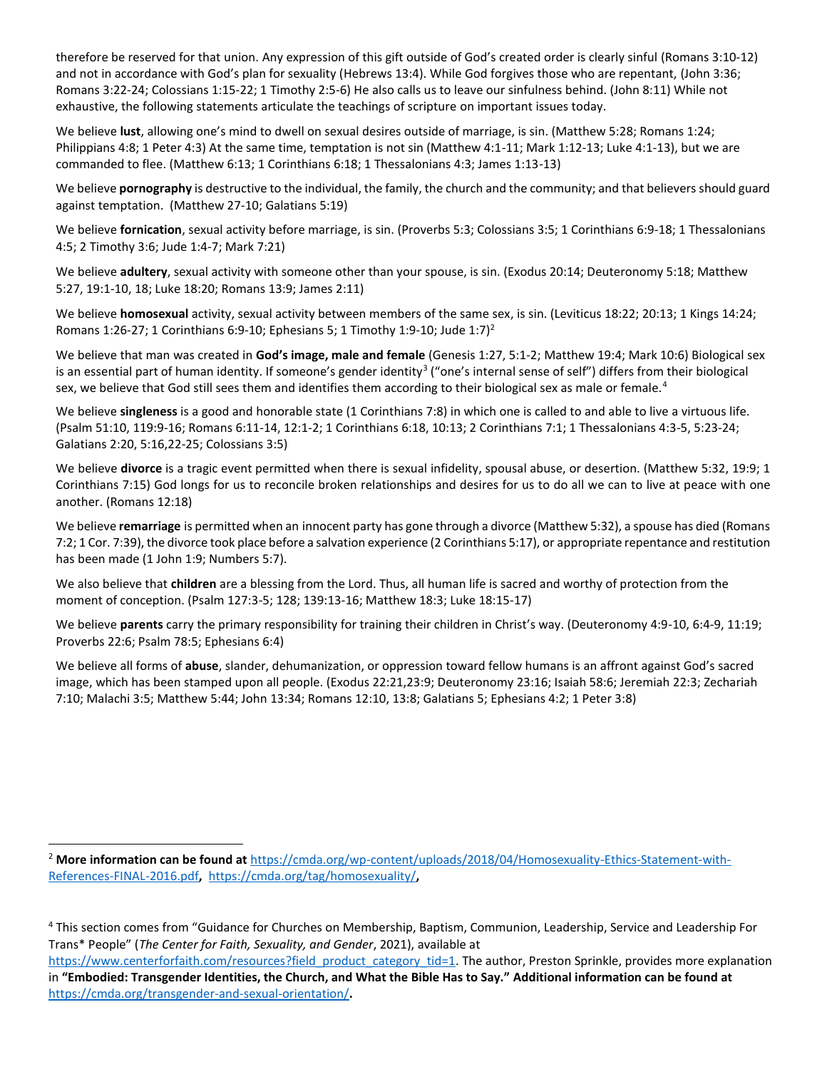therefore be reserved for that union. Any expression of this gift outside of God's created order is clearly sinful (Romans 3:10-12) and not in accordance with God's plan for sexuality (Hebrews 13:4). While God forgives those who are repentant, (John 3:36; Romans 3:22-24; Colossians 1:15-22; 1 Timothy 2:5-6) He also calls us to leave our sinfulness behind. (John 8:11) While not exhaustive, the following statements articulate the teachings of scripture on important issues today.

We believe **lust**, allowing one's mind to dwell on sexual desires outside of marriage, is sin. (Matthew 5:28; Romans 1:24; Philippians 4:8; 1 Peter 4:3) At the same time, temptation is not sin (Matthew 4:1-11; Mark 1:12-13; Luke 4:1-13), but we are commanded to flee. (Matthew 6:13; 1 Corinthians 6:18; 1 Thessalonians 4:3; James 1:13-13)

We believe **pornography** is destructive to the individual, the family, the church and the community; and that believers should guard against temptation. (Matthew 27-10; Galatians 5:19)

We believe **fornication**, sexual activity before marriage, is sin. (Proverbs 5:3; Colossians 3:5; 1 Corinthians 6:9-18; 1 Thessalonians 4:5; 2 Timothy 3:6; Jude 1:4-7; Mark 7:21)

We believe **adultery**, sexual activity with someone other than your spouse, is sin. (Exodus 20:14; Deuteronomy 5:18; Matthew 5:27, 19:1-10, 18; Luke 18:20; Romans 13:9; James 2:11)

We believe **homosexual** activity, sexual activity between members of the same sex, is sin. (Leviticus 18:22; 20:13; 1 Kings 14:24; Romans 1:26-27; 1 Corinthians 6:9-10; Ephesians 5; 1 Timothy 1:9-10; Jude 1:7)[2]

We believe that man was created in **God's image, male and female** (Genesis 1:27, 5:1-2; Matthew 19:4; Mark 10:6) Biological sex is an essential part of human identity. If someone's gender identity[3] ("one's internal sense of self") differs from their biological sex, we believe that God still sees them and identifies them according to their biological sex as male or female.[4]

We believe **singleness** is a good and honorable state (1 Corinthians 7:8) in which one is called to and able to live a virtuous life. (Psalm 51:10, 119:9-16; Romans 6:11-14, 12:1-2; 1 Corinthians 6:18, 10:13; 2 Corinthians 7:1; 1 Thessalonians 4:3-5, 5:23-24; Galatians 2:20, 5:16,22-25; Colossians 3:5)

We believe **divorce** is a tragic event permitted when there is sexual infidelity, spousal abuse, or desertion. (Matthew 5:32, 19:9; 1 Corinthians 7:15) God longs for us to reconcile broken relationships and desires for us to do all we can to live at peace with one another. (Romans 12:18)

We believe **remarriage** is permitted when an innocent party has gone through a divorce (Matthew 5:32), a spouse has died (Romans 7:2; 1 Cor. 7:39), the divorce took place before a salvation experience (2 Corinthians 5:17), or appropriate repentance and restitution has been made (1 John 1:9; Numbers 5:7).

We also believe that **children** are a blessing from the Lord. Thus, all human life is sacred and worthy of protection from the moment of conception. (Psalm 127:3-5; 128; 139:13-16; Matthew 18:3; Luke 18:15-17)

We believe **parents** carry the primary responsibility for training their children in Christ's way. (Deuteronomy 4:9-10, 6:4-9, 11:19; Proverbs 22:6; Psalm 78:5; Ephesians 6:4)

We believe all forms of **abuse**, slander, dehumanization, or oppression toward fellow humans is an affront against God's sacred image, which has been stamped upon all people. (Exodus 22:21,23:9; Deuteronomy 23:16; Isaiah 58:6; Jeremiah 22:3; Zechariah 7:10; Malachi 3:5; Matthew 5:44; John 13:34; Romans 12:10, 13:8; Galatians 5; Ephesians 4:2; 1 Peter 3:8)

---

[2] **More information can be found at** https://cmda.org/wp-content/uploads/2018/04/Homosexuality-Ethics-Statement-with-References-FINAL-2016.pdf**,** https://cmda.org/tag/homosexuality/**,**

[4] This section comes from "Guidance for Churches on Membership, Baptism, Communion, Leadership, Service and Leadership For Trans* People" (*The Center for Faith, Sexuality, and Gender*, 2021), available at https://www.centerforfaith.com/resources?field_product_category_tid=1. The author, Preston Sprinkle, provides more explanation in **"Embodied: Transgender Identities, the Church, and What the Bible Has to Say." Additional information can be found at** https://cmda.org/transgender-and-sexual-orientation/**.**